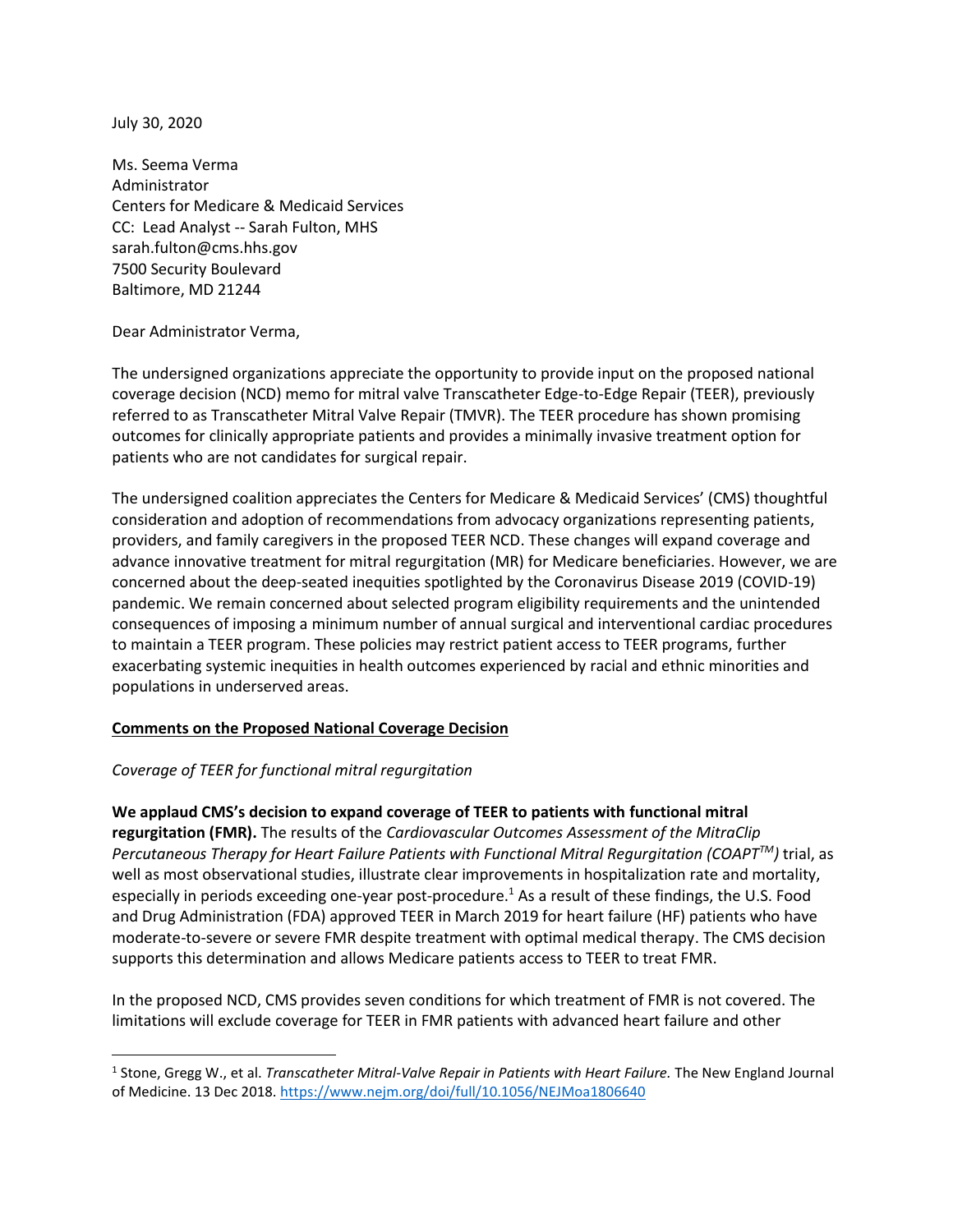July 30, 2020

Ms. Seema Verma
Administrator
Centers for Medicare & Medicaid Services
CC: Lead Analyst -- Sarah Fulton, MHS
sarah.fulton@cms.hhs.gov
7500 Security Boulevard
Baltimore, MD 21244

Dear Administrator Verma,

The undersigned organizations appreciate the opportunity to provide input on the proposed national coverage decision (NCD) memo for mitral valve Transcatheter Edge-to-Edge Repair (TEER), previously referred to as Transcatheter Mitral Valve Repair (TMVR). The TEER procedure has shown promising outcomes for clinically appropriate patients and provides a minimally invasive treatment option for patients who are not candidates for surgical repair.

The undersigned coalition appreciates the Centers for Medicare & Medicaid Services' (CMS) thoughtful consideration and adoption of recommendations from advocacy organizations representing patients, providers, and family caregivers in the proposed TEER NCD. These changes will expand coverage and advance innovative treatment for mitral regurgitation (MR) for Medicare beneficiaries. However, we are concerned about the deep-seated inequities spotlighted by the Coronavirus Disease 2019 (COVID-19) pandemic. We remain concerned about selected program eligibility requirements and the unintended consequences of imposing a minimum number of annual surgical and interventional cardiac procedures to maintain a TEER program. These policies may restrict patient access to TEER programs, further exacerbating systemic inequities in health outcomes experienced by racial and ethnic minorities and populations in underserved areas.

**<u>Comments on the Proposed National Coverage Decision</u>**

*Coverage of TEER for functional mitral regurgitation*

**We applaud CMS's decision to expand coverage of TEER to patients with functional mitral regurgitation (FMR).** The results of the *Cardiovascular Outcomes Assessment of the MitraClip Percutaneous Therapy for Heart Failure Patients with Functional Mitral Regurgitation (COAPT™)* trial, as well as most observational studies, illustrate clear improvements in hospitalization rate and mortality, especially in periods exceeding one-year post-procedure.[1] As a result of these findings, the U.S. Food and Drug Administration (FDA) approved TEER in March 2019 for heart failure (HF) patients who have moderate-to-severe or severe FMR despite treatment with optimal medical therapy. The CMS decision supports this determination and allows Medicare patients access to TEER to treat FMR.

In the proposed NCD, CMS provides seven conditions for which treatment of FMR is not covered. The limitations will exclude coverage for TEER in FMR patients with advanced heart failure and other

---

[1] Stone, Gregg W., et al. *Transcatheter Mitral-Valve Repair in Patients with Heart Failure.* The New England Journal of Medicine. 13 Dec 2018. https://www.nejm.org/doi/full/10.1056/NEJMoa1806640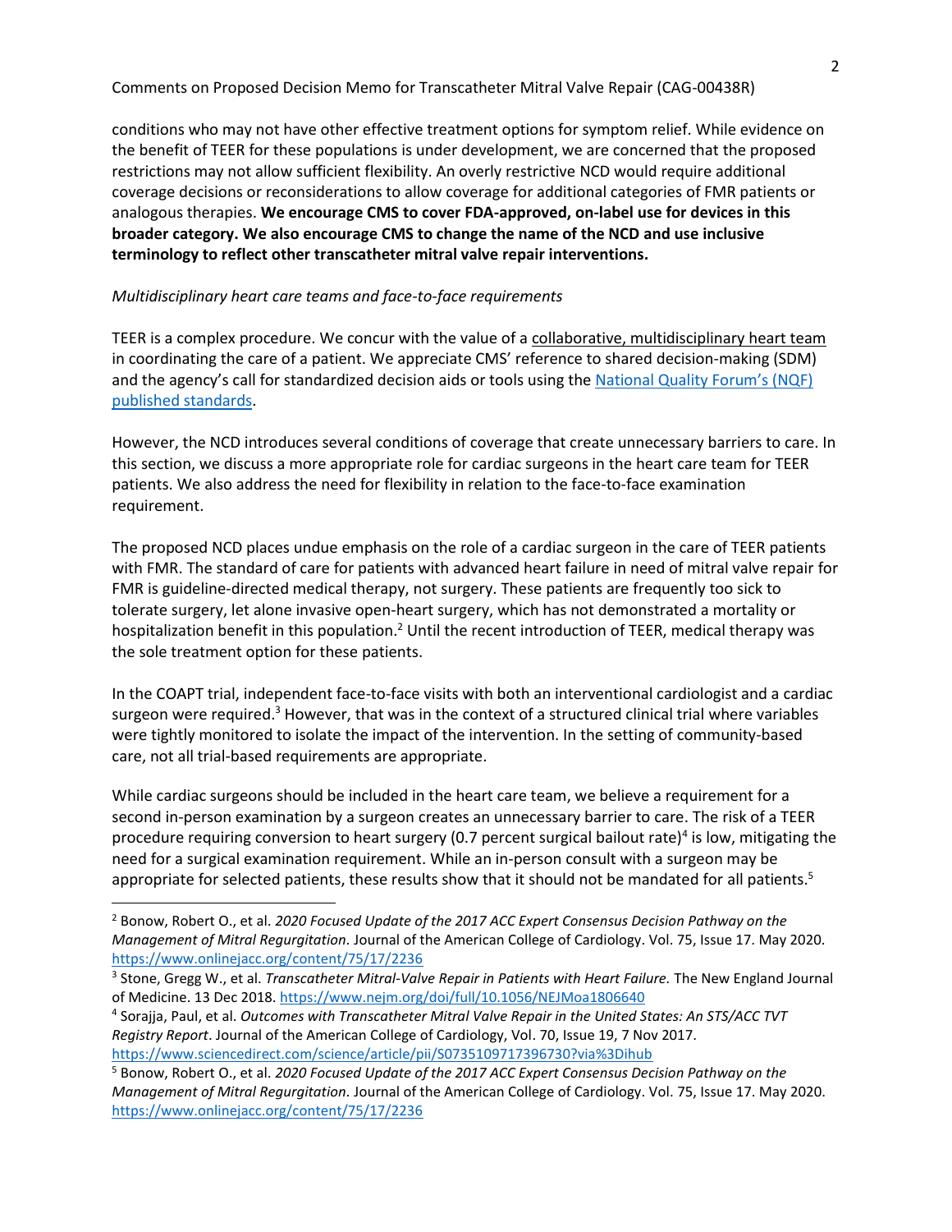conditions who may not have other effective treatment options for symptom relief. While evidence on the benefit of TEER for these populations is under development, we are concerned that the proposed restrictions may not allow sufficient flexibility. An overly restrictive NCD would require additional coverage decisions or reconsiderations to allow coverage for additional categories of FMR patients or analogous therapies. **We encourage CMS to cover FDA-approved, on-label use for devices in this broader category. We also encourage CMS to change the name of the NCD and use inclusive terminology to reflect other transcatheter mitral valve repair interventions.**

*Multidisciplinary heart care teams and face-to-face requirements*

TEER is a complex procedure. We concur with the value of a collaborative, multidisciplinary heart team in coordinating the care of a patient. We appreciate CMS' reference to shared decision-making (SDM) and the agency's call for standardized decision aids or tools using the [National Quality Forum's (NQF) published standards](#).

However, the NCD introduces several conditions of coverage that create unnecessary barriers to care. In this section, we discuss a more appropriate role for cardiac surgeons in the heart care team for TEER patients. We also address the need for flexibility in relation to the face-to-face examination requirement.

The proposed NCD places undue emphasis on the role of a cardiac surgeon in the care of TEER patients with FMR. The standard of care for patients with advanced heart failure in need of mitral valve repair for FMR is guideline-directed medical therapy, not surgery. These patients are frequently too sick to tolerate surgery, let alone invasive open-heart surgery, which has not demonstrated a mortality or hospitalization benefit in this population.[2] Until the recent introduction of TEER, medical therapy was the sole treatment option for these patients.

In the COAPT trial, independent face-to-face visits with both an interventional cardiologist and a cardiac surgeon were required.[3] However, that was in the context of a structured clinical trial where variables were tightly monitored to isolate the impact of the intervention. In the setting of community-based care, not all trial-based requirements are appropriate.

While cardiac surgeons should be included in the heart care team, we believe a requirement for a second in-person examination by a surgeon creates an unnecessary barrier to care. The risk of a TEER procedure requiring conversion to heart surgery (0.7 percent surgical bailout rate)[4] is low, mitigating the need for a surgical examination requirement. While an in-person consult with a surgeon may be appropriate for selected patients, these results show that it should not be mandated for all patients.[5]

---

[2] Bonow, Robert O., et al. *2020 Focused Update of the 2017 ACC Expert Consensus Decision Pathway on the Management of Mitral Regurgitation*. Journal of the American College of Cardiology. Vol. 75, Issue 17. May 2020. https://www.onlinejacc.org/content/75/17/2236

[3] Stone, Gregg W., et al. *Transcatheter Mitral-Valve Repair in Patients with Heart Failure.* The New England Journal of Medicine. 13 Dec 2018. https://www.nejm.org/doi/full/10.1056/NEJMoa1806640

[4] Sorajja, Paul, et al. *Outcomes with Transcatheter Mitral Valve Repair in the United States: An STS/ACC TVT Registry Report*. Journal of the American College of Cardiology, Vol. 70, Issue 19, 7 Nov 2017. https://www.sciencedirect.com/science/article/pii/S0735109717396730?via%3Dihub

[5] Bonow, Robert O., et al. *2020 Focused Update of the 2017 ACC Expert Consensus Decision Pathway on the Management of Mitral Regurgitation*. Journal of the American College of Cardiology. Vol. 75, Issue 17. May 2020. https://www.onlinejacc.org/content/75/17/2236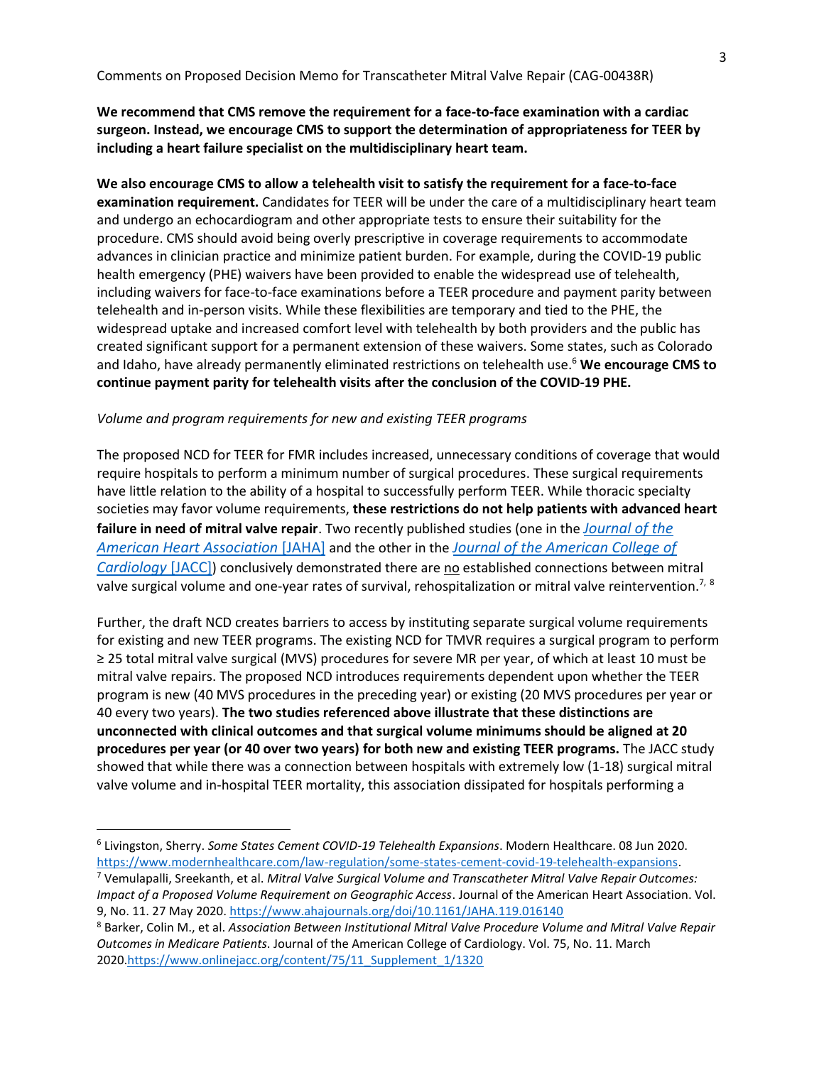**We recommend that CMS remove the requirement for a face-to-face examination with a cardiac surgeon. Instead, we encourage CMS to support the determination of appropriateness for TEER by including a heart failure specialist on the multidisciplinary heart team.**

**We also encourage CMS to allow a telehealth visit to satisfy the requirement for a face-to-face examination requirement.** Candidates for TEER will be under the care of a multidisciplinary heart team and undergo an echocardiogram and other appropriate tests to ensure their suitability for the procedure. CMS should avoid being overly prescriptive in coverage requirements to accommodate advances in clinician practice and minimize patient burden. For example, during the COVID-19 public health emergency (PHE) waivers have been provided to enable the widespread use of telehealth, including waivers for face-to-face examinations before a TEER procedure and payment parity between telehealth and in-person visits. While these flexibilities are temporary and tied to the PHE, the widespread uptake and increased comfort level with telehealth by both providers and the public has created significant support for a permanent extension of these waivers. Some states, such as Colorado and Idaho, have already permanently eliminated restrictions on telehealth use.[6] **We encourage CMS to continue payment parity for telehealth visits after the conclusion of the COVID-19 PHE.**

*Volume and program requirements for new and existing TEER programs*

The proposed NCD for TEER for FMR includes increased, unnecessary conditions of coverage that would require hospitals to perform a minimum number of surgical procedures. These surgical requirements have little relation to the ability of a hospital to successfully perform TEER. While thoracic specialty societies may favor volume requirements, **these restrictions do not help patients with advanced heart failure in need of mitral valve repair**. Two recently published studies (one in the [*Journal of the American Heart Association* [JAHA]](https://www.ahajournals.org/doi/10.1161/JAHA.119.016140) and the other in the [*Journal of the American College of Cardiology* [JACC]](https://www.onlinejacc.org/content/75/11_Supplement_1/1320)) conclusively demonstrated there are <u>no</u> established connections between mitral valve surgical volume and one-year rates of survival, rehospitalization or mitral valve reintervention.[7, 8]

Further, the draft NCD creates barriers to access by instituting separate surgical volume requirements for existing and new TEER programs. The existing NCD for TMVR requires a surgical program to perform ≥ 25 total mitral valve surgical (MVS) procedures for severe MR per year, of which at least 10 must be mitral valve repairs. The proposed NCD introduces requirements dependent upon whether the TEER program is new (40 MVS procedures in the preceding year) or existing (20 MVS procedures per year or 40 every two years). **The two studies referenced above illustrate that these distinctions are unconnected with clinical outcomes and that surgical volume minimums should be aligned at 20 procedures per year (or 40 over two years) for both new and existing TEER programs.** The JACC study showed that while there was a connection between hospitals with extremely low (1-18) surgical mitral valve volume and in-hospital TEER mortality, this association dissipated for hospitals performing a

---

[6] Livingston, Sherry. *Some States Cement COVID-19 Telehealth Expansions*. Modern Healthcare. 08 Jun 2020. https://www.modernhealthcare.com/law-regulation/some-states-cement-covid-19-telehealth-expansions.

[7] Vemulapalli, Sreekanth, et al. *Mitral Valve Surgical Volume and Transcatheter Mitral Valve Repair Outcomes: Impact of a Proposed Volume Requirement on Geographic Access*. Journal of the American Heart Association. Vol. 9, No. 11. 27 May 2020. https://www.ahajournals.org/doi/10.1161/JAHA.119.016140

[8] Barker, Colin M., et al. *Association Between Institutional Mitral Valve Procedure Volume and Mitral Valve Repair Outcomes in Medicare Patients*. Journal of the American College of Cardiology. Vol. 75, No. 11. March 2020.https://www.onlinejacc.org/content/75/11_Supplement_1/1320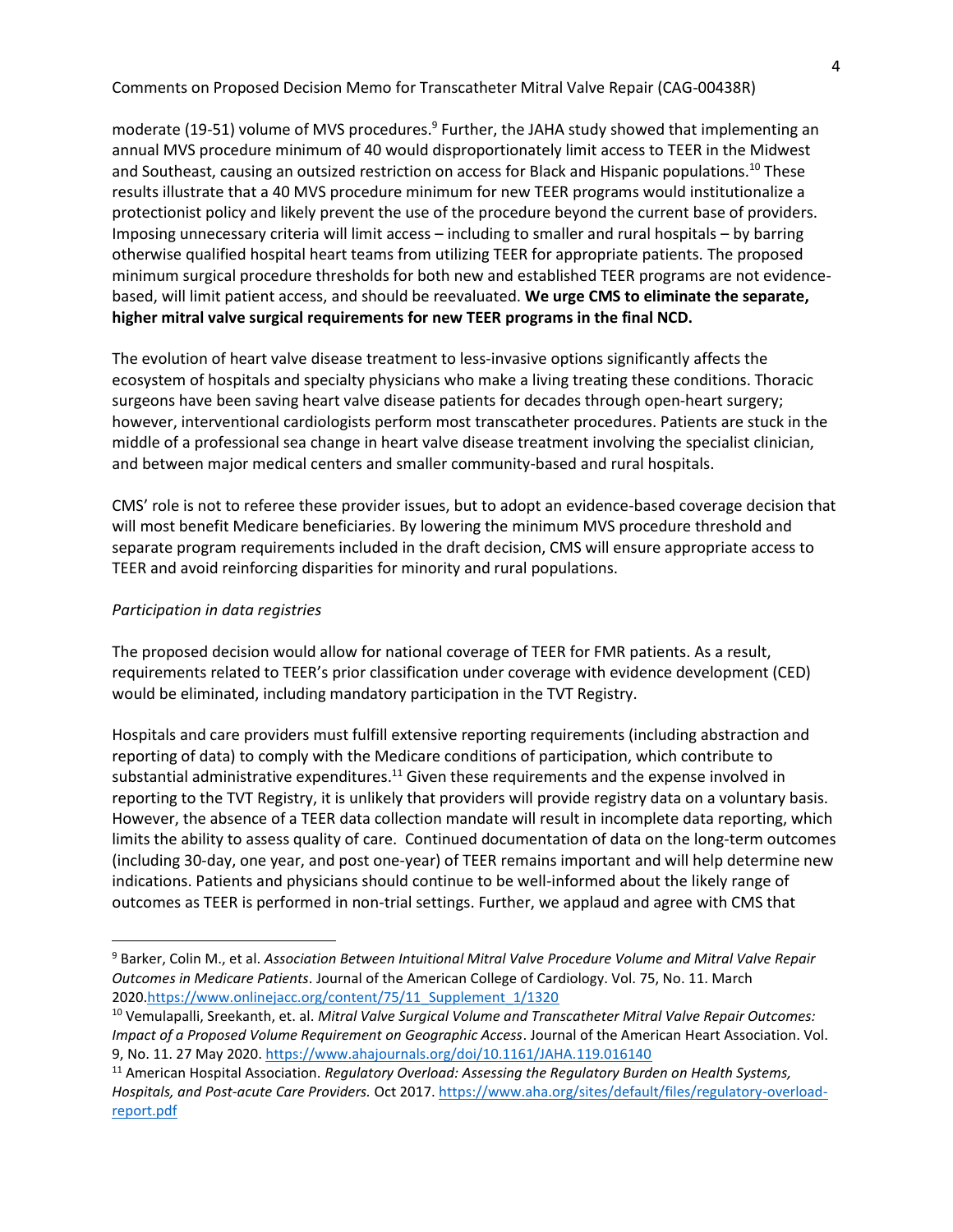moderate (19-51) volume of MVS procedures.[9] Further, the JAHA study showed that implementing an annual MVS procedure minimum of 40 would disproportionately limit access to TEER in the Midwest and Southeast, causing an outsized restriction on access for Black and Hispanic populations.[10] These results illustrate that a 40 MVS procedure minimum for new TEER programs would institutionalize a protectionist policy and likely prevent the use of the procedure beyond the current base of providers. Imposing unnecessary criteria will limit access – including to smaller and rural hospitals – by barring otherwise qualified hospital heart teams from utilizing TEER for appropriate patients. The proposed minimum surgical procedure thresholds for both new and established TEER programs are not evidence-based, will limit patient access, and should be reevaluated. **We urge CMS to eliminate the separate, higher mitral valve surgical requirements for new TEER programs in the final NCD.**

The evolution of heart valve disease treatment to less-invasive options significantly affects the ecosystem of hospitals and specialty physicians who make a living treating these conditions. Thoracic surgeons have been saving heart valve disease patients for decades through open-heart surgery; however, interventional cardiologists perform most transcatheter procedures. Patients are stuck in the middle of a professional sea change in heart valve disease treatment involving the specialist clinician, and between major medical centers and smaller community-based and rural hospitals.

CMS' role is not to referee these provider issues, but to adopt an evidence-based coverage decision that will most benefit Medicare beneficiaries. By lowering the minimum MVS procedure threshold and separate program requirements included in the draft decision, CMS will ensure appropriate access to TEER and avoid reinforcing disparities for minority and rural populations.

*Participation in data registries*

The proposed decision would allow for national coverage of TEER for FMR patients. As a result, requirements related to TEER's prior classification under coverage with evidence development (CED) would be eliminated, including mandatory participation in the TVT Registry.

Hospitals and care providers must fulfill extensive reporting requirements (including abstraction and reporting of data) to comply with the Medicare conditions of participation, which contribute to substantial administrative expenditures.[11] Given these requirements and the expense involved in reporting to the TVT Registry, it is unlikely that providers will provide registry data on a voluntary basis. However, the absence of a TEER data collection mandate will result in incomplete data reporting, which limits the ability to assess quality of care. Continued documentation of data on the long-term outcomes (including 30-day, one year, and post one-year) of TEER remains important and will help determine new indications. Patients and physicians should continue to be well-informed about the likely range of outcomes as TEER is performed in non-trial settings. Further, we applaud and agree with CMS that

---

[9] Barker, Colin M., et al. *Association Between Intuitional Mitral Valve Procedure Volume and Mitral Valve Repair Outcomes in Medicare Patients*. Journal of the American College of Cardiology. Vol. 75, No. 11. March 2020.https://www.onlinejacc.org/content/75/11_Supplement_1/1320

[10] Vemulapalli, Sreekanth, et. al. *Mitral Valve Surgical Volume and Transcatheter Mitral Valve Repair Outcomes: Impact of a Proposed Volume Requirement on Geographic Access*. Journal of the American Heart Association. Vol. 9, No. 11. 27 May 2020. https://www.ahajournals.org/doi/10.1161/JAHA.119.016140

[11] American Hospital Association. *Regulatory Overload: Assessing the Regulatory Burden on Health Systems, Hospitals, and Post-acute Care Providers.* Oct 2017. https://www.aha.org/sites/default/files/regulatory-overload-report.pdf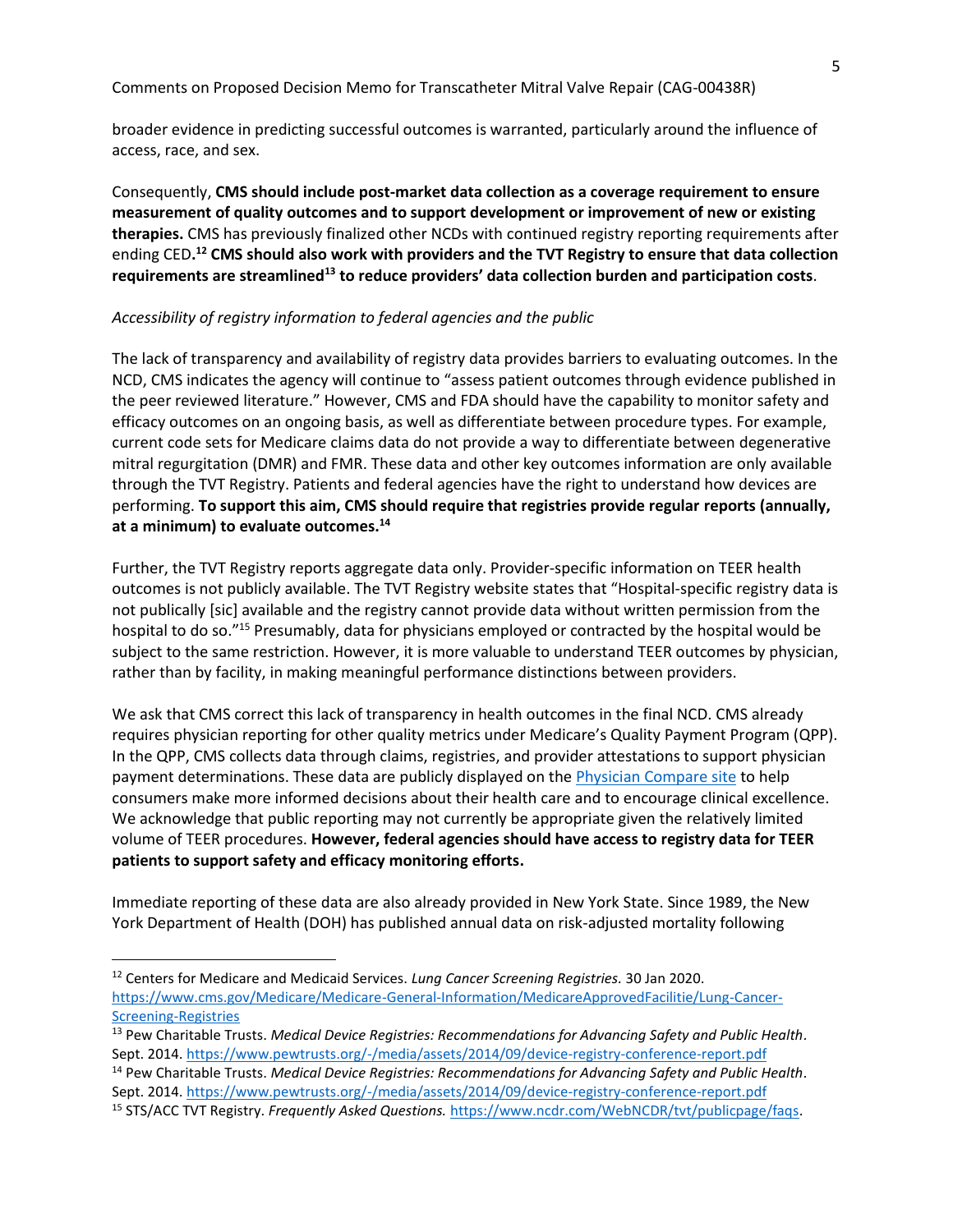broader evidence in predicting successful outcomes is warranted, particularly around the influence of access, race, and sex.

Consequently, **CMS should include post-market data collection as a coverage requirement to ensure measurement of quality outcomes and to support development or improvement of new or existing therapies.** CMS has previously finalized other NCDs with continued registry reporting requirements after ending CED**.**[12] **CMS should also work with providers and the TVT Registry to ensure that data collection requirements are streamlined**[13] **to reduce providers' data collection burden and participation costs**.

*Accessibility of registry information to federal agencies and the public*

The lack of transparency and availability of registry data provides barriers to evaluating outcomes. In the NCD, CMS indicates the agency will continue to "assess patient outcomes through evidence published in the peer reviewed literature." However, CMS and FDA should have the capability to monitor safety and efficacy outcomes on an ongoing basis, as well as differentiate between procedure types. For example, current code sets for Medicare claims data do not provide a way to differentiate between degenerative mitral regurgitation (DMR) and FMR. These data and other key outcomes information are only available through the TVT Registry. Patients and federal agencies have the right to understand how devices are performing. **To support this aim, CMS should require that registries provide regular reports (annually, at a minimum) to evaluate outcomes.**[14]

Further, the TVT Registry reports aggregate data only. Provider-specific information on TEER health outcomes is not publicly available. The TVT Registry website states that "Hospital-specific registry data is not publically [sic] available and the registry cannot provide data without written permission from the hospital to do so."[15] Presumably, data for physicians employed or contracted by the hospital would be subject to the same restriction. However, it is more valuable to understand TEER outcomes by physician, rather than by facility, in making meaningful performance distinctions between providers.

We ask that CMS correct this lack of transparency in health outcomes in the final NCD. CMS already requires physician reporting for other quality metrics under Medicare's Quality Payment Program (QPP). In the QPP, CMS collects data through claims, registries, and provider attestations to support physician payment determinations. These data are publicly displayed on the Physician Compare site to help consumers make more informed decisions about their health care and to encourage clinical excellence. We acknowledge that public reporting may not currently be appropriate given the relatively limited volume of TEER procedures. **However, federal agencies should have access to registry data for TEER patients to support safety and efficacy monitoring efforts.**

Immediate reporting of these data are also already provided in New York State. Since 1989, the New York Department of Health (DOH) has published annual data on risk-adjusted mortality following

---

[12] Centers for Medicare and Medicaid Services. *Lung Cancer Screening Registries.* 30 Jan 2020. https://www.cms.gov/Medicare/Medicare-General-Information/MedicareApprovedFacilitie/Lung-Cancer-Screening-Registries

[13] Pew Charitable Trusts. *Medical Device Registries: Recommendations for Advancing Safety and Public Health*. Sept. 2014. https://www.pewtrusts.org/-/media/assets/2014/09/device-registry-conference-report.pdf

[14] Pew Charitable Trusts. *Medical Device Registries: Recommendations for Advancing Safety and Public Health*. Sept. 2014. https://www.pewtrusts.org/-/media/assets/2014/09/device-registry-conference-report.pdf

[15] STS/ACC TVT Registry. *Frequently Asked Questions.* https://www.ncdr.com/WebNCDR/tvt/publicpage/faqs.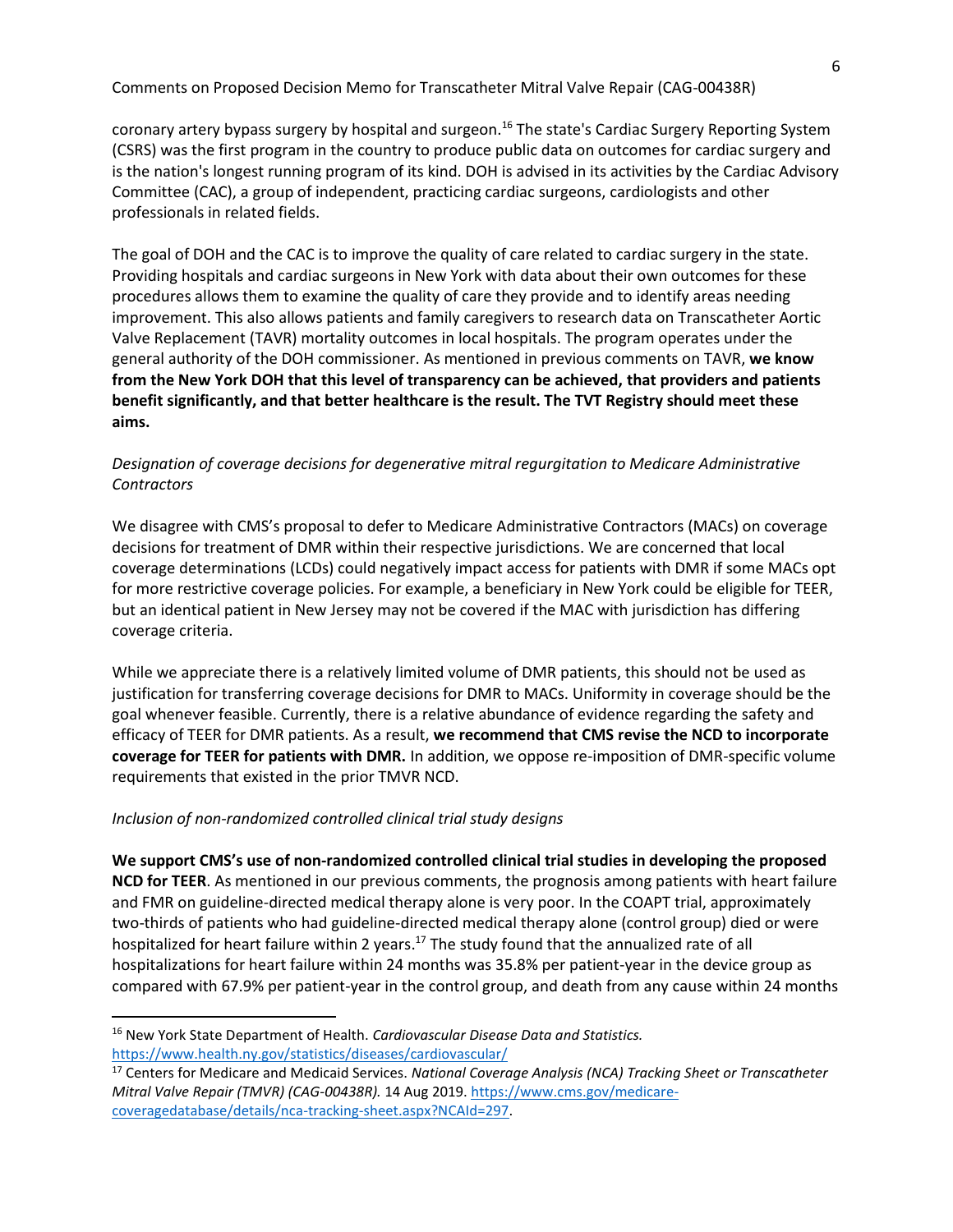coronary artery bypass surgery by hospital and surgeon.[16] The state's Cardiac Surgery Reporting System (CSRS) was the first program in the country to produce public data on outcomes for cardiac surgery and is the nation's longest running program of its kind. DOH is advised in its activities by the Cardiac Advisory Committee (CAC), a group of independent, practicing cardiac surgeons, cardiologists and other professionals in related fields.

The goal of DOH and the CAC is to improve the quality of care related to cardiac surgery in the state. Providing hospitals and cardiac surgeons in New York with data about their own outcomes for these procedures allows them to examine the quality of care they provide and to identify areas needing improvement. This also allows patients and family caregivers to research data on Transcatheter Aortic Valve Replacement (TAVR) mortality outcomes in local hospitals. The program operates under the general authority of the DOH commissioner. As mentioned in previous comments on TAVR, **we know from the New York DOH that this level of transparency can be achieved, that providers and patients benefit significantly, and that better healthcare is the result. The TVT Registry should meet these aims.**

*Designation of coverage decisions for degenerative mitral regurgitation to Medicare Administrative Contractors*

We disagree with CMS's proposal to defer to Medicare Administrative Contractors (MACs) on coverage decisions for treatment of DMR within their respective jurisdictions. We are concerned that local coverage determinations (LCDs) could negatively impact access for patients with DMR if some MACs opt for more restrictive coverage policies. For example, a beneficiary in New York could be eligible for TEER, but an identical patient in New Jersey may not be covered if the MAC with jurisdiction has differing coverage criteria.

While we appreciate there is a relatively limited volume of DMR patients, this should not be used as justification for transferring coverage decisions for DMR to MACs. Uniformity in coverage should be the goal whenever feasible. Currently, there is a relative abundance of evidence regarding the safety and efficacy of TEER for DMR patients. As a result, **we recommend that CMS revise the NCD to incorporate coverage for TEER for patients with DMR.** In addition, we oppose re-imposition of DMR-specific volume requirements that existed in the prior TMVR NCD.

*Inclusion of non-randomized controlled clinical trial study designs*

**We support CMS's use of non-randomized controlled clinical trial studies in developing the proposed NCD for TEER**. As mentioned in our previous comments, the prognosis among patients with heart failure and FMR on guideline-directed medical therapy alone is very poor. In the COAPT trial, approximately two-thirds of patients who had guideline-directed medical therapy alone (control group) died or were hospitalized for heart failure within 2 years.[17] The study found that the annualized rate of all hospitalizations for heart failure within 24 months was 35.8% per patient-year in the device group as compared with 67.9% per patient-year in the control group, and death from any cause within 24 months

---

[16] New York State Department of Health. *Cardiovascular Disease Data and Statistics.* https://www.health.ny.gov/statistics/diseases/cardiovascular/

[17] Centers for Medicare and Medicaid Services. *National Coverage Analysis (NCA) Tracking Sheet or Transcatheter Mitral Valve Repair (TMVR) (CAG-00438R).* 14 Aug 2019. https://www.cms.gov/medicare-coveragedatabase/details/nca-tracking-sheet.aspx?NCAId=297.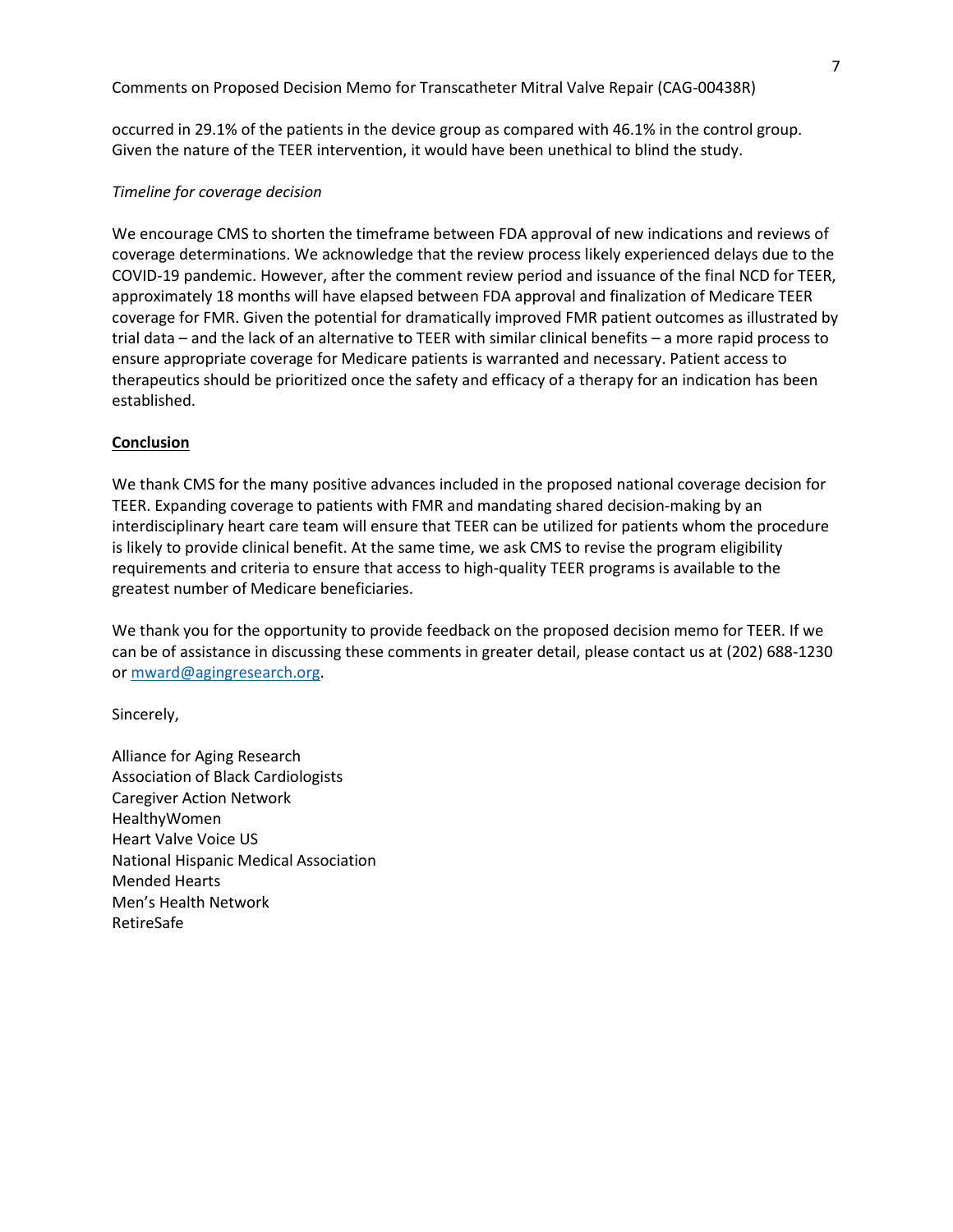occurred in 29.1% of the patients in the device group as compared with 46.1% in the control group. Given the nature of the TEER intervention, it would have been unethical to blind the study.

*Timeline for coverage decision*

We encourage CMS to shorten the timeframe between FDA approval of new indications and reviews of coverage determinations. We acknowledge that the review process likely experienced delays due to the COVID-19 pandemic. However, after the comment review period and issuance of the final NCD for TEER, approximately 18 months will have elapsed between FDA approval and finalization of Medicare TEER coverage for FMR. Given the potential for dramatically improved FMR patient outcomes as illustrated by trial data – and the lack of an alternative to TEER with similar clinical benefits – a more rapid process to ensure appropriate coverage for Medicare patients is warranted and necessary. Patient access to therapeutics should be prioritized once the safety and efficacy of a therapy for an indication has been established.

**Conclusion**

We thank CMS for the many positive advances included in the proposed national coverage decision for TEER. Expanding coverage to patients with FMR and mandating shared decision-making by an interdisciplinary heart care team will ensure that TEER can be utilized for patients whom the procedure is likely to provide clinical benefit. At the same time, we ask CMS to revise the program eligibility requirements and criteria to ensure that access to high-quality TEER programs is available to the greatest number of Medicare beneficiaries.

We thank you for the opportunity to provide feedback on the proposed decision memo for TEER. If we can be of assistance in discussing these comments in greater detail, please contact us at (202) 688-1230 or mward@agingresearch.org.

Sincerely,

Alliance for Aging Research  
Association of Black Cardiologists  
Caregiver Action Network  
HealthyWomen  
Heart Valve Voice US  
National Hispanic Medical Association  
Mended Hearts  
Men's Health Network  
RetireSafe